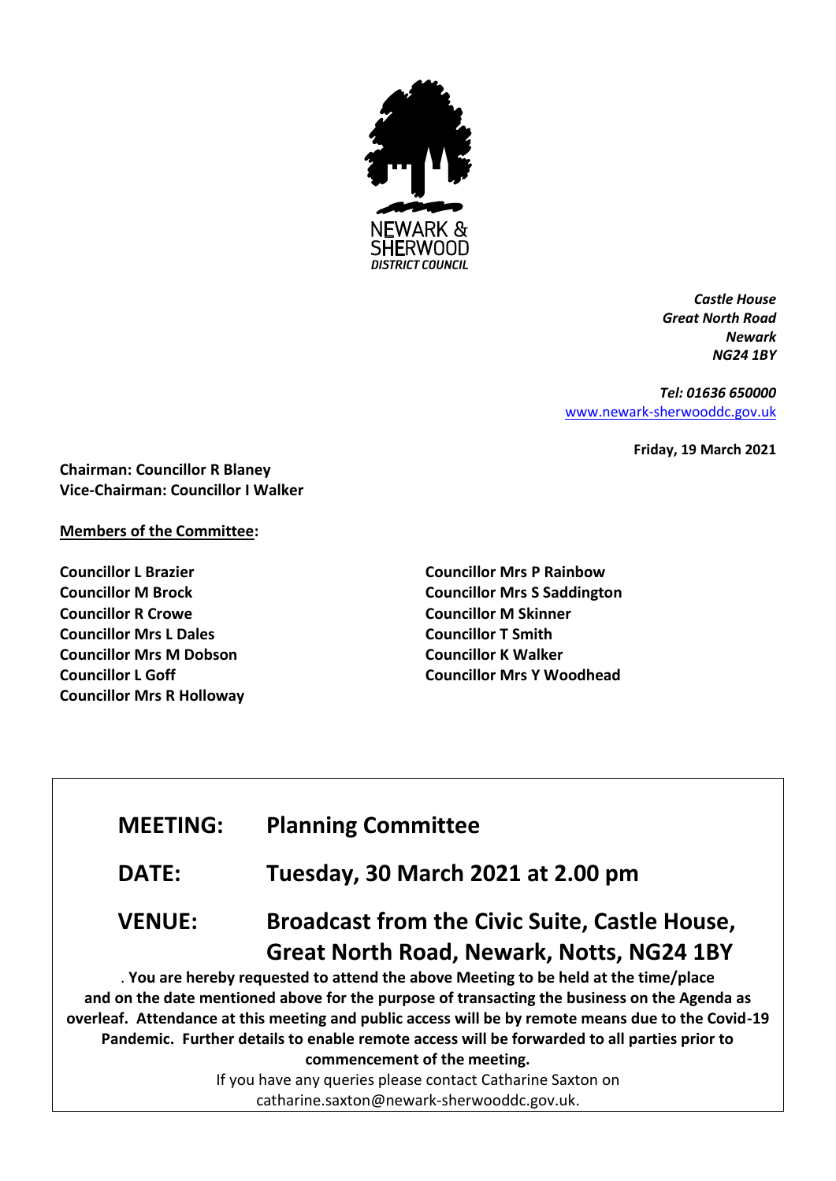NEWARK & SHERWOOD DISTRICT COUNCIL

*Castle House*
*Great North Road*
*Newark*
*NG24 1BY*

*Tel: 01636 650000*
[www.newark-sherwooddc.gov.uk](http://www.newark-sherwooddc.gov.uk)

**Friday, 19 March 2021**

**Chairman: Councillor R Blaney**
**Vice-Chairman: Councillor I Walker**

**Members of the Committee:**

**Councillor L Brazier**
**Councillor M Brock**
**Councillor R Crowe**
**Councillor Mrs L Dales**
**Councillor Mrs M Dobson**
**Councillor L Goff**
**Councillor Mrs R Holloway**
**Councillor Mrs P Rainbow**
**Councillor Mrs S Saddington**
**Councillor M Skinner**
**Councillor T Smith**
**Councillor K Walker**
**Councillor Mrs Y Woodhead**

| | |
|---|---|
| **MEETING:** | **Planning Committee** |
| **DATE:** | **Tuesday, 30 March 2021 at 2.00 pm** |
| **VENUE:** | **Broadcast from the Civic Suite, Castle House, Great North Road, Newark, Notts, NG24 1BY** |

. **You are hereby requested to attend the above Meeting to be held at the time/place and on the date mentioned above for the purpose of transacting the business on the Agenda as overleaf. Attendance at this meeting and public access will be by remote means due to the Covid-19 Pandemic. Further details to enable remote access will be forwarded to all parties prior to commencement of the meeting.**

If you have any queries please contact Catharine Saxton on catharine.saxton@newark-sherwooddc.gov.uk.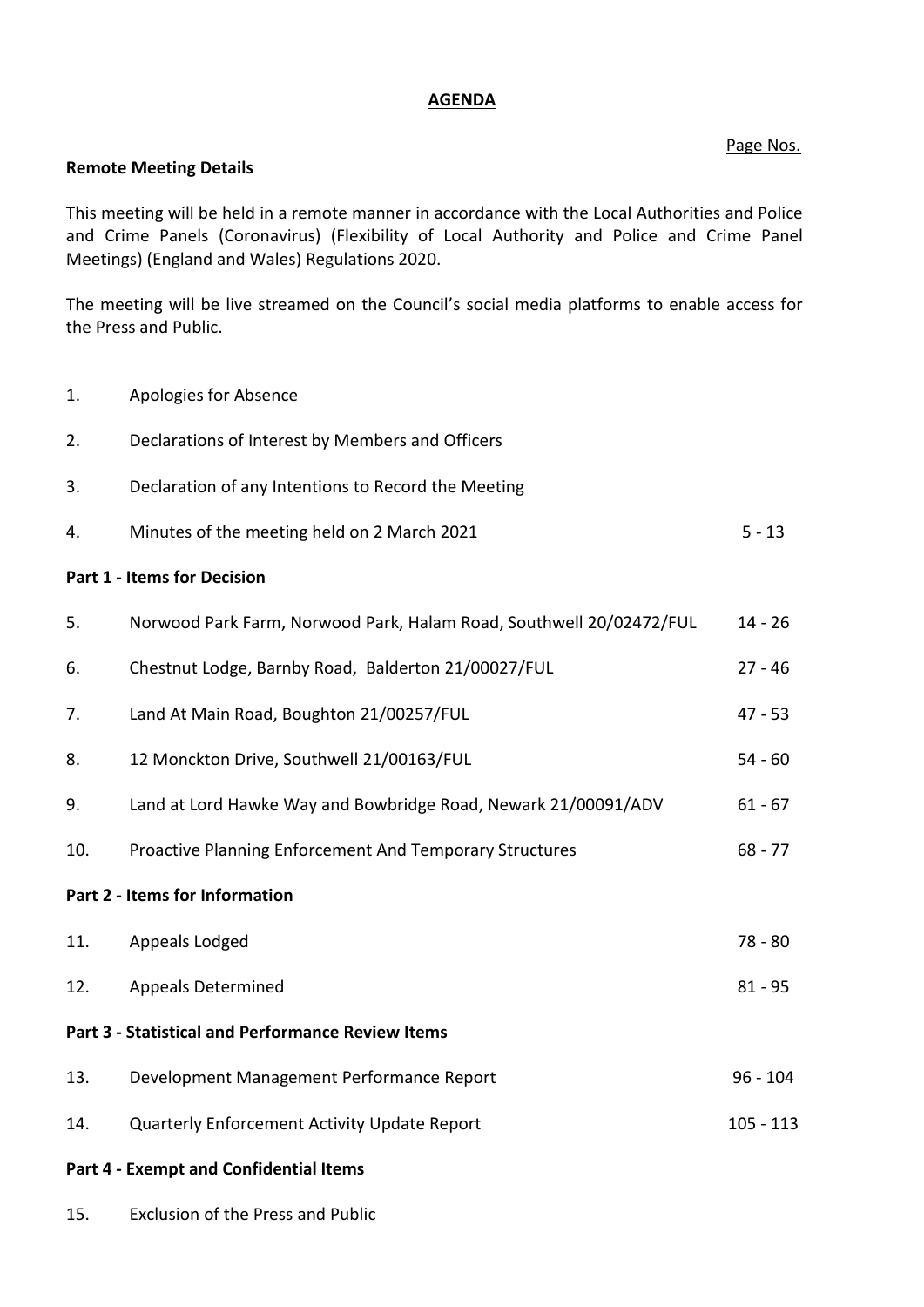# AGENDA

Page Nos.

**Remote Meeting Details**

This meeting will be held in a remote manner in accordance with the Local Authorities and Police and Crime Panels (Coronavirus) (Flexibility of Local Authority and Police and Crime Panel Meetings) (England and Wales) Regulations 2020.

The meeting will be live streamed on the Council's social media platforms to enable access for the Press and Public.

| | | |
|---|---|---|
| 1. | Apologies for Absence | |
| 2. | Declarations of Interest by Members and Officers | |
| 3. | Declaration of any Intentions to Record the Meeting | |
| 4. | Minutes of the meeting held on 2 March 2021 | 5 - 13 |
| **Part 1 - Items for Decision** | | |
| 5. | Norwood Park Farm, Norwood Park, Halam Road, Southwell 20/02472/FUL | 14 - 26 |
| 6. | Chestnut Lodge, Barnby Road, Balderton 21/00027/FUL | 27 - 46 |
| 7. | Land At Main Road, Boughton 21/00257/FUL | 47 - 53 |
| 8. | 12 Monckton Drive, Southwell 21/00163/FUL | 54 - 60 |
| 9. | Land at Lord Hawke Way and Bowbridge Road, Newark 21/00091/ADV | 61 - 67 |
| 10. | Proactive Planning Enforcement And Temporary Structures | 68 - 77 |
| **Part 2 - Items for Information** | | |
| 11. | Appeals Lodged | 78 - 80 |
| 12. | Appeals Determined | 81 - 95 |
| **Part 3 - Statistical and Performance Review Items** | | |
| 13. | Development Management Performance Report | 96 - 104 |
| 14. | Quarterly Enforcement Activity Update Report | 105 - 113 |
| **Part 4 - Exempt and Confidential Items** | | |
| 15. | Exclusion of the Press and Public | |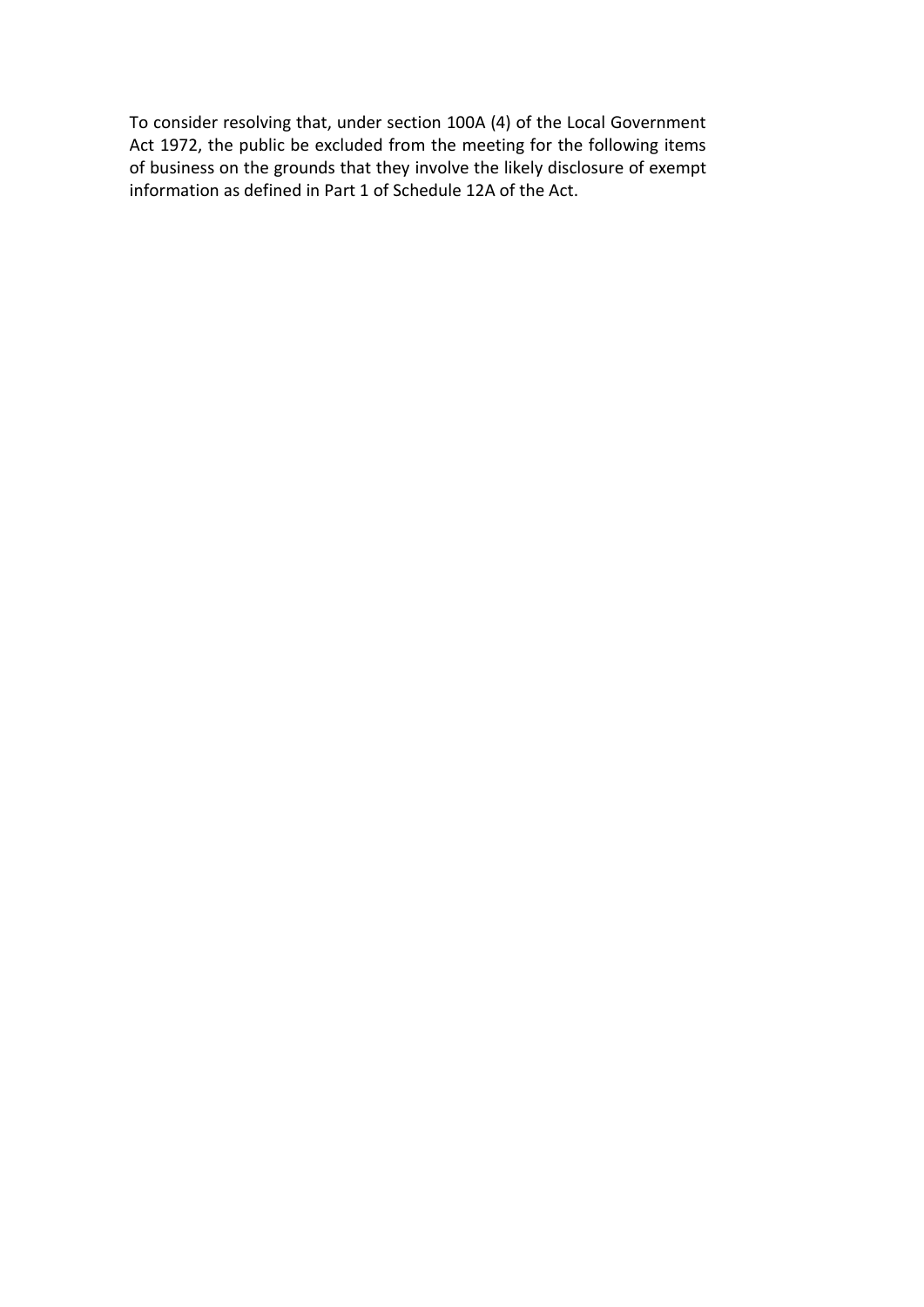To consider resolving that, under section 100A (4) of the Local Government Act 1972, the public be excluded from the meeting for the following items of business on the grounds that they involve the likely disclosure of exempt information as defined in Part 1 of Schedule 12A of the Act.